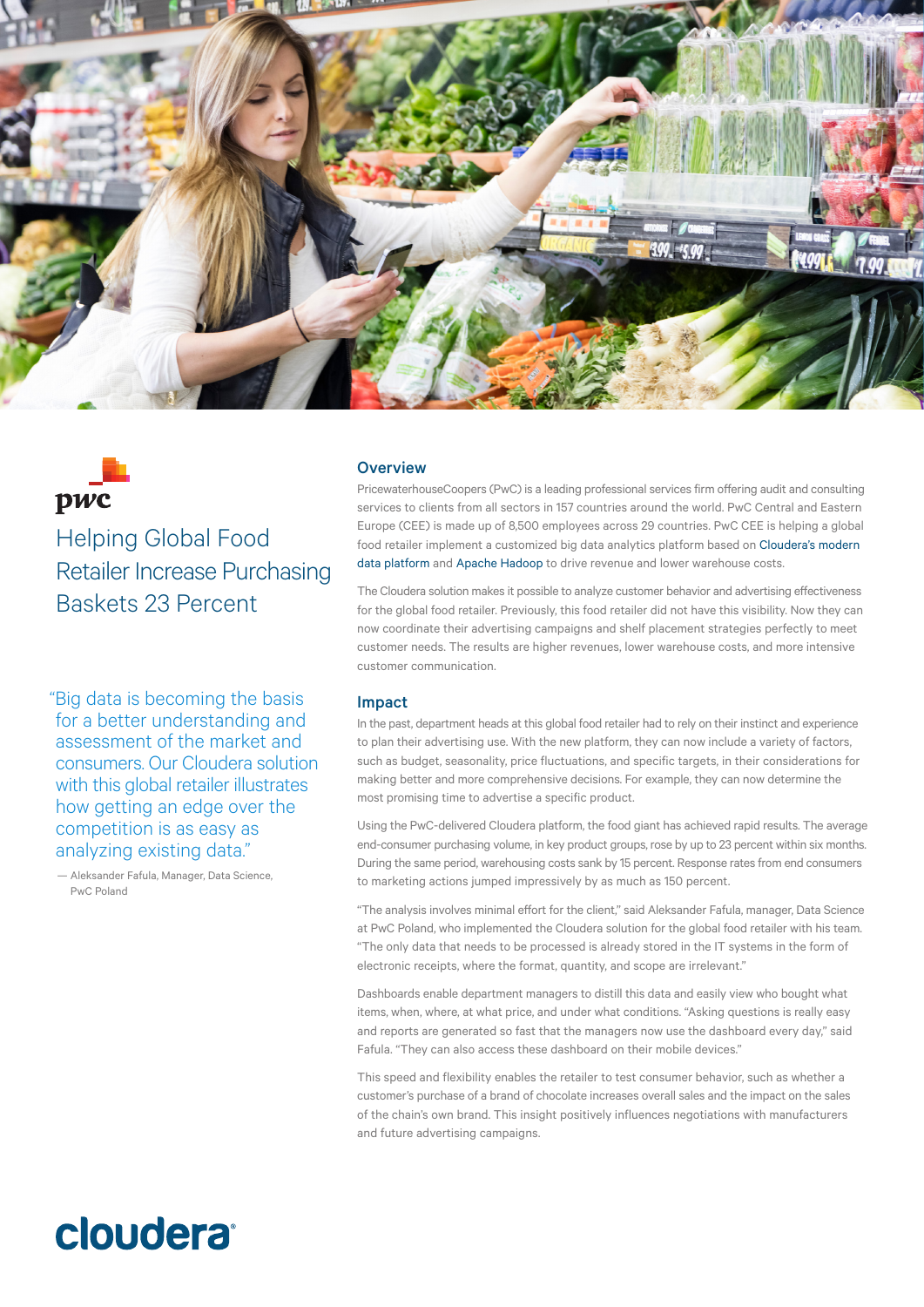pwc

# Helping Global Food Retailer Increase Purchasing Baskets 23 Percent

"Big data is becoming the basis for a better understanding and assessment of the market and consumers. Our Cloudera solution with this global retailer illustrates how getting an edge over the competition is as easy as analyzing existing data."

— Aleksander Fafula, Manager, Data Science, PwC Poland

## Overview

PricewaterhouseCoopers (PwC) is a leading professional services firm offering audit and consulting services to clients from all sectors in 157 countries around the world. PwC Central and Eastern Europe (CEE) is made up of 8,500 employees across 29 countries. PwC CEE is helping a global food retailer implement a customized big data analytics platform based on Cloudera's modern data platform and Apache Hadoop to drive revenue and lower warehouse costs.

The Cloudera solution makes it possible to analyze customer behavior and advertising effectiveness for the global food retailer. Previously, this food retailer did not have this visibility. Now they can now coordinate their advertising campaigns and shelf placement strategies perfectly to meet customer needs. The results are higher revenues, lower warehouse costs, and more intensive customer communication.

## Impact

In the past, department heads at this global food retailer had to rely on their instinct and experience to plan their advertising use. With the new platform, they can now include a variety of factors, such as budget, seasonality, price fluctuations, and specific targets, in their considerations for making better and more comprehensive decisions. For example, they can now determine the most promising time to advertise a specific product.

Using the PwC-delivered Cloudera platform, the food giant has achieved rapid results. The average end-consumer purchasing volume, in key product groups, rose by up to 23 percent within six months. During the same period, warehousing costs sank by 15 percent. Response rates from end consumers to marketing actions jumped impressively by as much as 150 percent.

"The analysis involves minimal effort for the client," said Aleksander Fafula, manager, Data Science at PwC Poland, who implemented the Cloudera solution for the global food retailer with his team. "The only data that needs to be processed is already stored in the IT systems in the form of electronic receipts, where the format, quantity, and scope are irrelevant."

Dashboards enable department managers to distill this data and easily view who bought what items, when, where, at what price, and under what conditions. "Asking questions is really easy and reports are generated so fast that the managers now use the dashboard every day," said Fafula. "They can also access these dashboard on their mobile devices."

This speed and flexibility enables the retailer to test consumer behavior, such as whether a customer's purchase of a brand of chocolate increases overall sales and the impact on the sales of the chain's own brand. This insight positively influences negotiations with manufacturers and future advertising campaigns.

cloudera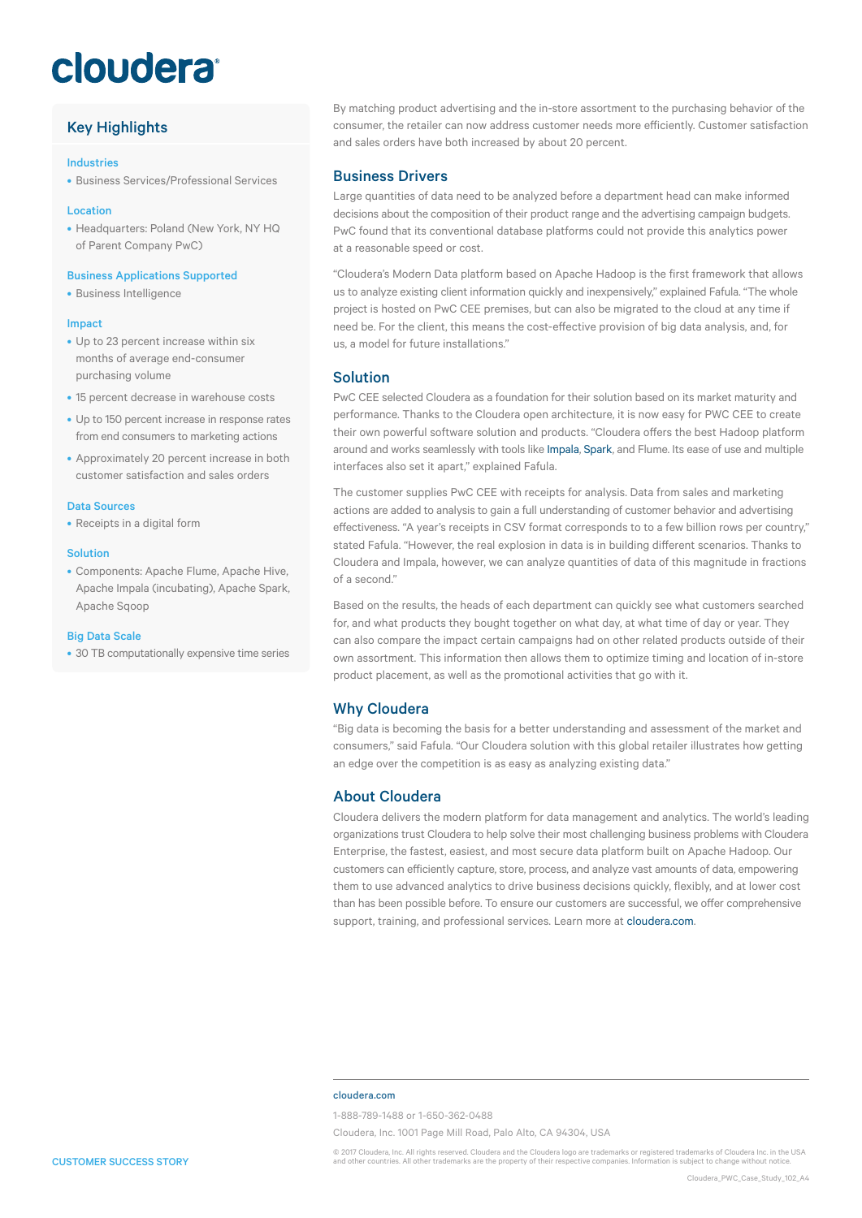cloudera

## Key Highlights

**Industries**

- Business Services/Professional Services

**Location**

- Headquarters: Poland (New York, NY HQ of Parent Company PwC)

**Business Applications Supported**

- Business Intelligence

**Impact**

- Up to 23 percent increase within six months of average end-consumer purchasing volume
- 15 percent decrease in warehouse costs
- Up to 150 percent increase in response rates from end consumers to marketing actions
- Approximately 20 percent increase in both customer satisfaction and sales orders

**Data Sources**

- Receipts in a digital form

**Solution**

- Components: Apache Flume, Apache Hive, Apache Impala (incubating), Apache Spark, Apache Sqoop

**Big Data Scale**

- 30 TB computationally expensive time series

By matching product advertising and the in-store assortment to the purchasing behavior of the consumer, the retailer can now address customer needs more efficiently. Customer satisfaction and sales orders have both increased by about 20 percent.

## Business Drivers

Large quantities of data need to be analyzed before a department head can make informed decisions about the composition of their product range and the advertising campaign budgets. PwC found that its conventional database platforms could not provide this analytics power at a reasonable speed or cost.

"Cloudera's Modern Data platform based on Apache Hadoop is the first framework that allows us to analyze existing client information quickly and inexpensively," explained Fafula. "The whole project is hosted on PwC CEE premises, but can also be migrated to the cloud at any time if need be. For the client, this means the cost-effective provision of big data analysis, and, for us, a model for future installations."

## Solution

PwC CEE selected Cloudera as a foundation for their solution based on its market maturity and performance. Thanks to the Cloudera open architecture, it is now easy for PWC CEE to create their own powerful software solution and products. "Cloudera offers the best Hadoop platform around and works seamlessly with tools like Impala, Spark, and Flume. Its ease of use and multiple interfaces also set it apart," explained Fafula.

The customer supplies PwC CEE with receipts for analysis. Data from sales and marketing actions are added to analysis to gain a full understanding of customer behavior and advertising effectiveness. "A year's receipts in CSV format corresponds to to a few billion rows per country," stated Fafula. "However, the real explosion in data is in building different scenarios. Thanks to Cloudera and Impala, however, we can analyze quantities of data of this magnitude in fractions of a second."

Based on the results, the heads of each department can quickly see what customers searched for, and what products they bought together on what day, at what time of day or year. They can also compare the impact certain campaigns had on other related products outside of their own assortment. This information then allows them to optimize timing and location of in-store product placement, as well as the promotional activities that go with it.

## Why Cloudera

"Big data is becoming the basis for a better understanding and assessment of the market and consumers," said Fafula. "Our Cloudera solution with this global retailer illustrates how getting an edge over the competition is as easy as analyzing existing data."

## About Cloudera

Cloudera delivers the modern platform for data management and analytics. The world's leading organizations trust Cloudera to help solve their most challenging business problems with Cloudera Enterprise, the fastest, easiest, and most secure data platform built on Apache Hadoop. Our customers can efficiently capture, store, process, and analyze vast amounts of data, empowering them to use advanced analytics to drive business decisions quickly, flexibly, and at lower cost than has been possible before. To ensure our customers are successful, we offer comprehensive support, training, and professional services. Learn more at cloudera.com.

cloudera.com

1-888-789-1488 or 1-650-362-0488

Cloudera, Inc. 1001 Page Mill Road, Palo Alto, CA 94304, USA

© 2017 Cloudera, Inc. All rights reserved. Cloudera and the Cloudera logo are trademarks or registered trademarks of Cloudera Inc. in the USA and other countries. All other trademarks are the property of their respective companies. Information is subject to change without notice.

Cloudera_PWC_Case_Study_102_A4

CUSTOMER SUCCESS STORY